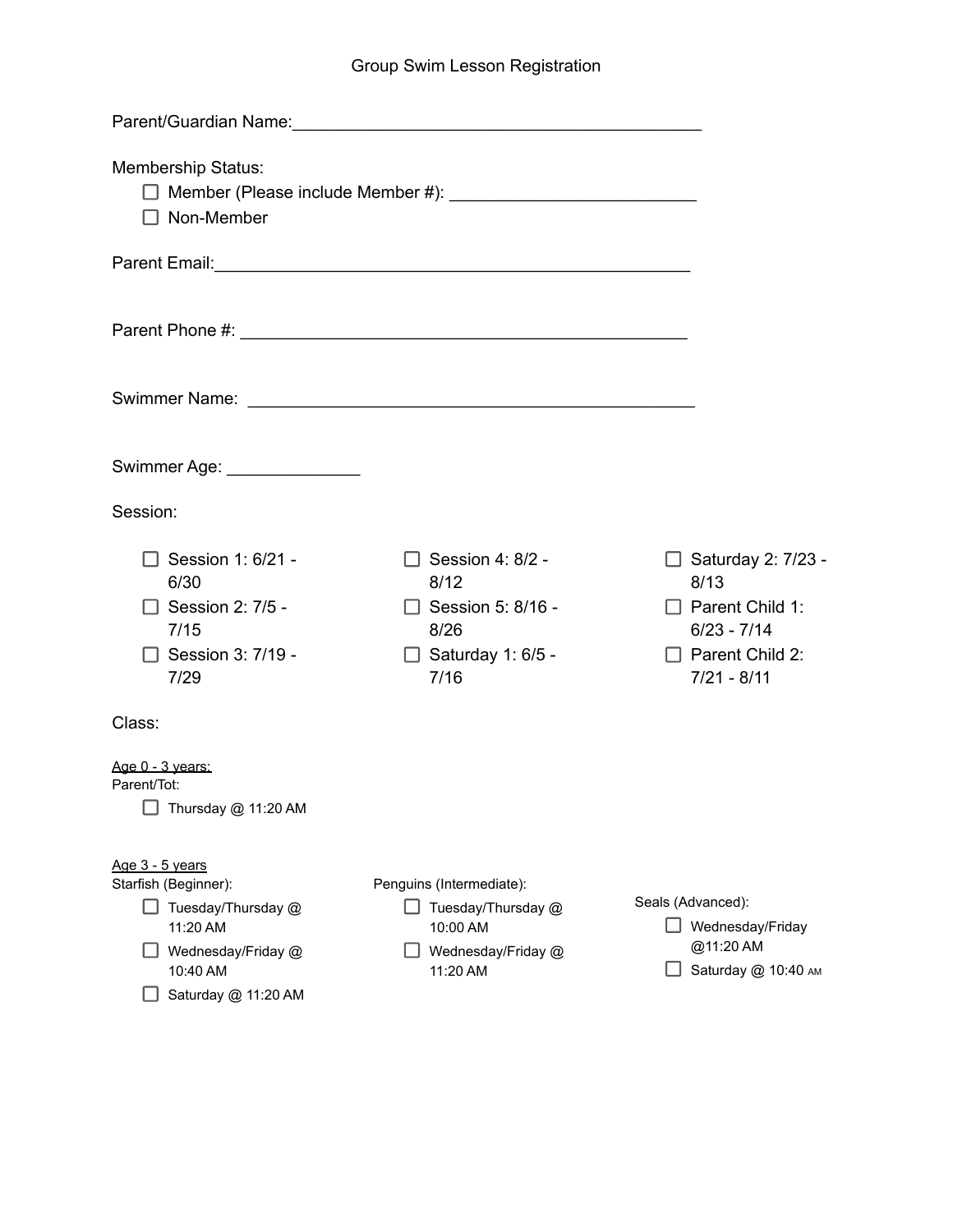# Group Swim Lesson Registration

Parent/Guardian Name:\_\_\_\_\_\_\_\_\_\_\_\_\_\_\_\_\_\_\_\_\_\_\_\_\_\_\_\_\_\_\_\_\_\_\_\_\_\_\_\_\_\_\_\_

Membership Status:

- ☐ Member (Please include Member #): \_\_\_\_\_\_\_\_\_\_\_\_\_\_\_\_\_\_\_\_\_\_\_\_\_\_
- ☐ Non-Member

Parent Email:\_\_\_\_\_\_\_\_\_\_\_\_\_\_\_\_\_\_\_\_\_\_\_\_\_\_\_\_\_\_\_\_\_\_\_\_\_\_\_\_\_\_\_\_\_\_\_\_\_\_

Parent Phone #: \_\_\_\_\_\_\_\_\_\_\_\_\_\_\_\_\_\_\_\_\_\_\_\_\_\_\_\_\_\_\_\_\_\_\_\_\_\_\_\_\_\_\_\_\_\_\_

Swimmer Name: \_\_\_\_\_\_\_\_\_\_\_\_\_\_\_\_\_\_\_\_\_\_\_\_\_\_\_\_\_\_\_\_\_\_\_\_\_\_\_\_\_\_\_\_\_\_\_

Swimmer Age: \_\_\_\_\_\_\_\_\_\_\_\_\_\_

Session:

- ☐ Session 1: 6/21 - 6/30
- ☐ Session 2: 7/5 - 7/15
- ☐ Session 3: 7/19 - 7/29
- ☐ Session 4: 8/2 - 8/12
- ☐ Session 5: 8/16 - 8/26
- ☐ Saturday 1: 6/5 - 7/16
- ☐ Saturday 2: 7/23 - 8/13
- ☐ Parent Child 1: 6/23 - 7/14
- ☐ Parent Child 2: 7/21 - 8/11

Class:

Age 0 - 3 years:

Parent/Tot:

- ☐ Thursday @ 11:20 AM

Age 3 - 5 years

Starfish (Beginner):

- ☐ Tuesday/Thursday @ 11:20 AM
- ☐ Wednesday/Friday @ 10:40 AM
- ☐ Saturday @ 11:20 AM

Penguins (Intermediate):

- ☐ Tuesday/Thursday @ 10:00 AM
- ☐ Wednesday/Friday @ 11:20 AM

Seals (Advanced):

- ☐ Wednesday/Friday @11:20 AM
- ☐ Saturday @ 10:40 AM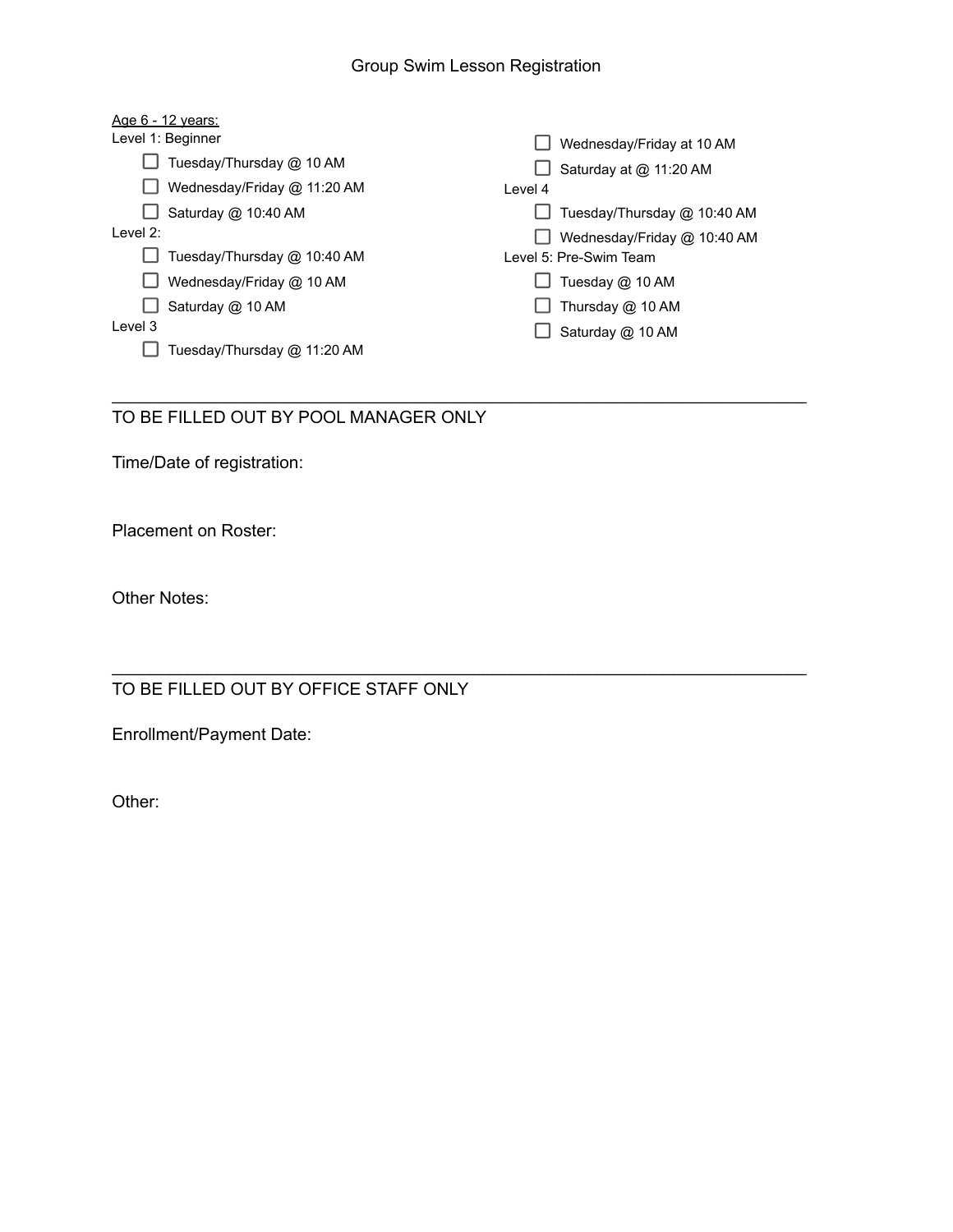Group Swim Lesson Registration

<u>Age 6 - 12 years:</u>

Level 1: Beginner

- ☐ Tuesday/Thursday @ 10 AM
- ☐ Wednesday/Friday @ 11:20 AM
- ☐ Saturday @ 10:40 AM

Level 2:

- ☐ Tuesday/Thursday @ 10:40 AM
- ☐ Wednesday/Friday @ 10 AM
- ☐ Saturday @ 10 AM

Level 3

- ☐ Tuesday/Thursday @ 11:20 AM
- ☐ Wednesday/Friday at 10 AM
- ☐ Saturday at @ 11:20 AM

Level 4

- ☐ Tuesday/Thursday @ 10:40 AM
- ☐ Wednesday/Friday @ 10:40 AM

Level 5: Pre-Swim Team

- ☐ Tuesday @ 10 AM
- ☐ Thursday @ 10 AM
- ☐ Saturday @ 10 AM

---

TO BE FILLED OUT BY POOL MANAGER ONLY

Time/Date of registration:

Placement on Roster:

Other Notes:

---

TO BE FILLED OUT BY OFFICE STAFF ONLY

Enrollment/Payment Date:

Other: